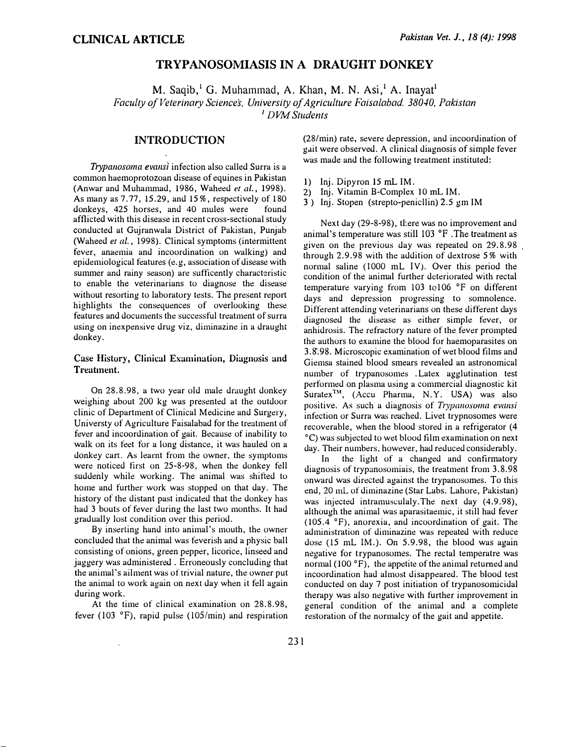CLINICAL ARTICLE

# TRYPANOSOMIASIS IN A DRAUGHT DONKEY

M. Saqib,[1] G. Muhammad, A. Khan, M. N. Asi,[1] A. Inayat[1]

*Faculty of Veterinary Sciences, University of Agriculture Faisalabad. 38040, Pakistan*

[1] *DVM Students*

## INTRODUCTION

*Trypanosoma evansi* infection also called Surra is a common haemoprotozoan disease of equines in Pakistan (Anwar and Muhammad, 1986, Waheed *et al.*, 1998). As many as 7.77, 15.29, and 15%, respectively of 180 donkeys, 425 horses, and 40 mules were found afflicted with this disease in recent cross-sectional study conducted at Gujranwala District of Pakistan, Punjab (Waheed *et al.*, 1998). Clinical symptoms (intermittent fever, anaemia and incoordination on walking) and epidemiological features (e.g, association of disease with summer and rainy season) are sufficently characteristic to enable the veterinarians to diagnose the disease without resorting to laboratory tests. The present report highlights the consequences of overlooking these features and documents the successful treatment of surra using on inexpensive drug viz, diminazine in a draught donkey.

### Case History, Clinical Examination, Diagnosis and Treatment.

On 28.8.98, a two year old male draught donkey weighing about 200 kg was presented at the outdoor clinic of Department of Clinical Medicine and Surgery, Universty of Agriculture Faisalabad for the treatment of fever and incoordination of gait. Because of inability to walk on its feet for a long distance, it was hauled on a donkey cart. As learnt from the owner, the symptoms were noticed first on 25-8-98, when the donkey fell suddenly while working. The animal was shifted to home and further work was stopped on that day. The history of the distant past indicated that the donkey has had 3 bouts of fever during the last two months. It had gradually lost condition over this period.

By inserting hand into animal's mouth, the owner concluded that the animal was feverish and a physic ball consisting of onions, green pepper, licorice, linseed and jaggery was administered . Erroneously concluding that the animal's ailment was of trivial nature, the owner put the animal to work again on next day when it fell again during work.

At the time of clinical examination on 28.8.98, fever (103 °F), rapid pulse (105/min) and respiration (28/min) rate, severe depression, and incoordination of gait were observed. A clinical diagnosis of simple fever was made and the following treatment instituted:

1) Inj. Dipyron 15 mL IM.
2) Inj. Vitamin B-Complex 10 mL IM.
3) Inj. Stopen (strepto-penicllin) 2.5 gm IM

Next day (29-8-98), there was no improvement and animal's temperature was still 103 °F .The treatment as given on the previous day was repeated on 29.8.98 through 2.9.98 with the addition of dextrose 5% with normal saline (1000 mL IV). Over this period the condition of the animal further deteriorated with rectal temperature varying from 103 to106 °F on different days and depression progressing to somnolence. Different attending veterinarians on these different days diagnosed the disease as either simple fever, or anhidrosis. The refractory nature of the fever prompted the authors to examine the blood for haemoparasites on 3.8.98. Microscopic examination of wet blood films and Giemsa stained blood smears revealed an astronomical number of trypanosomes .Latex agglutination test performed on plasma using a commercial diagnostic kit Suratex™, (Accu Pharma, N.Y. USA) was also positive. As such a diagnosis of *Trypanosoma evansi* infection or Surra was reached. Livet trypnosomes were recoverable, when the blood stored in a refrigerator (4 °C) was subjected to wet blood film examination on next day. Their numbers, however, had reduced considerably.

In the light of a changed and confirmatory diagnosis of trypanosomiais, the treatment from 3.8.98 onward was directed against the trypanosomes. To this end, 20 mL of diminazine (Star Labs. Lahore, Pakistan) was injected intramusculaly.The next day (4.9.98), although the animal was aparasitaemic, it still had fever (105.4 °F), anorexia, and incoordination of gait. The administration of diminazine was repeated with reduce dose (15 mL IM.). On 5.9.98, the blood was again negative for trypanosomes. The rectal temperatre was normal (100 °F), the appetite of the animal returned and incoordination had almost disappeared. The blood test conducted on day 7 post initiation of trypanosomicidal therapy was also negative with further improvement in general condition of the animal and a complete restoration of the normalcy of the gait and appetite.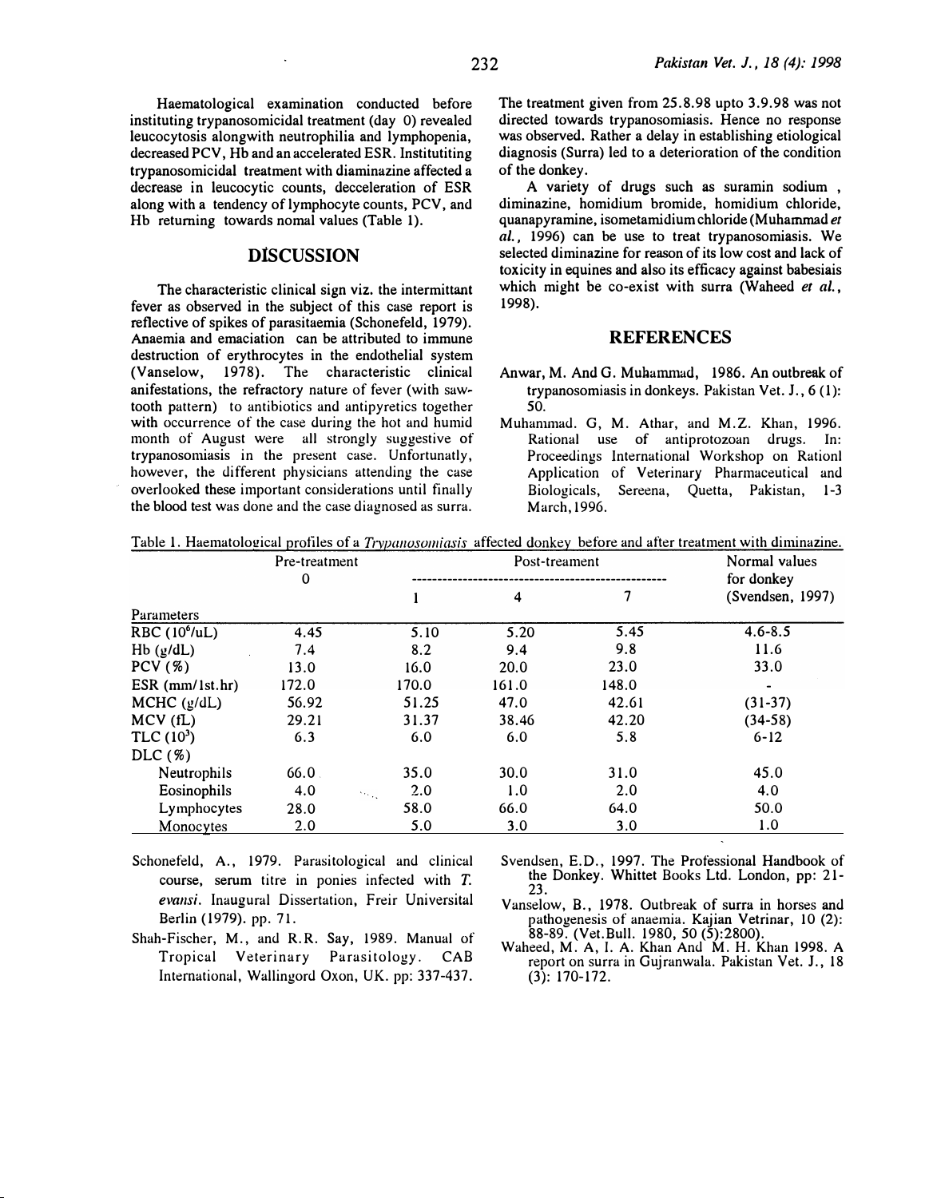Haematological examination conducted before instituting trypanosomicidal treatment (day 0) revealed leucocytosis alongwith neutrophilia and lymphopenia, decreased PCV, Hb and an accelerated ESR. Institutiting trypanosomicidal treatment with diaminazine affected a decrease in leucocytic counts, decceleration of ESR along with a tendency of lymphocyte counts, PCV, and Hb returning towards nomal values (Table 1).

## DISCUSSION

The characteristic clinical sign viz. the intermittant fever as observed in the subject of this case report is reflective of spikes of parasitaemia (Schonefeld, 1979). Anaemia and emaciation can be attributed to immune destruction of erythrocytes in the endothelial system (Vanselow, 1978). The characteristic clinical anifestations, the refractory nature of fever (with saw-tooth pattern) to antibiotics and antipyretics together with occurrence of the case during the hot and humid month of August were all strongly suggestive of trypanosomiasis in the present case. Unfortunatly, however, the different physicians attending the case overlooked these important considerations until finally the blood test was done and the case diagnosed as surra. The treatment given from 25.8.98 upto 3.9.98 was not directed towards trypanosomiasis. Hence no response was observed. Rather a delay in establishing etiological diagnosis (Surra) led to a deterioration of the condition of the donkey.

A variety of drugs such as suramin sodium , diminazine, homidium bromide, homidium chloride, quanapyramine, isometamidium chloride (Muhammad *et al.*, 1996) can be use to treat trypanosomiasis. We selected diminazine for reason of its low cost and lack of toxicity in equines and also its efficacy against babesiais which might be co-exist with surra (Waheed *et al.*, 1998).

Table 1. Haematological profiles of a *Trypanosomiasis* affected donkey before and after treatment with diminazine.

| Parameters | Pre-treatment | Post-treament | | | Normal values for donkey (Svendsen, 1997) |
|---|---|---|---|---|---|
| | 0 | 1 | 4 | 7 | |
| RBC ($10^6$/uL) | 4.45 | 5.10 | 5.20 | 5.45 | 4.6-8.5 |
| Hb (g/dL) | 7.4 | 8.2 | 9.4 | 9.8 | 11.6 |
| PCV (%) | 13.0 | 16.0 | 20.0 | 23.0 | 33.0 |
| ESR (mm/1st.hr) | 172.0 | 170.0 | 161.0 | 148.0 | - |
| MCHC (g/dL) | 56.92 | 51.25 | 47.0 | 42.61 | (31-37) |
| MCV (fL) | 29.21 | 31.37 | 38.46 | 42.20 | (34-58) |
| TLC ($10^3$) | 6.3 | 6.0 | 6.0 | 5.8 | 6-12 |
| DLC (%) | | | | | |
| Neutrophils | 66.0 | 35.0 | 30.0 | 31.0 | 45.0 |
| Eosinophils | 4.0 | 2.0 | 1.0 | 2.0 | 4.0 |
| Lymphocytes | 28.0 | 58.0 | 66.0 | 64.0 | 50.0 |
| Monocytes | 2.0 | 5.0 | 3.0 | 3.0 | 1.0 |

## REFERENCES

Anwar, M. And G. Muhammad, 1986. An outbreak of trypanosomiasis in donkeys. Pakistan Vet. J., 6 (1): 50.

Muhammad. G, M. Athar, and M.Z. Khan, 1996. Rational use of antiprotozoan drugs. In: Proceedings International Workshop on Rationl Application of Veterinary Pharmaceutical and Biologicals, Sereena, Quetta, Pakistan, 1-3 March, 1996.

Schonefeld, A., 1979. Parasitological and clinical course, serum titre in ponies infected with *T. evansi*. Inaugural Dissertation, Freir Universital Berlin (1979). pp. 71.

Shah-Fischer, M., and R.R. Say, 1989. Manual of Tropical Veterinary Parasitology. CAB International, Wallingord Oxon, UK. pp: 337-437.

Svendsen, E.D., 1997. The Professional Handbook of the Donkey. Whittet Books Ltd. London, pp: 21-23.

Vanselow, B., 1978. Outbreak of surra in horses and pathogenesis of anaemia. Kajian Vetrinar, 10 (2): 88-89. (Vet.Bull. 1980, 50 (5):2800).

Waheed, M. A, I. A. Khan And M. H. Khan 1998. A report on surra in Gujranwala. Pakistan Vet. J., 18 (3): 170-172.